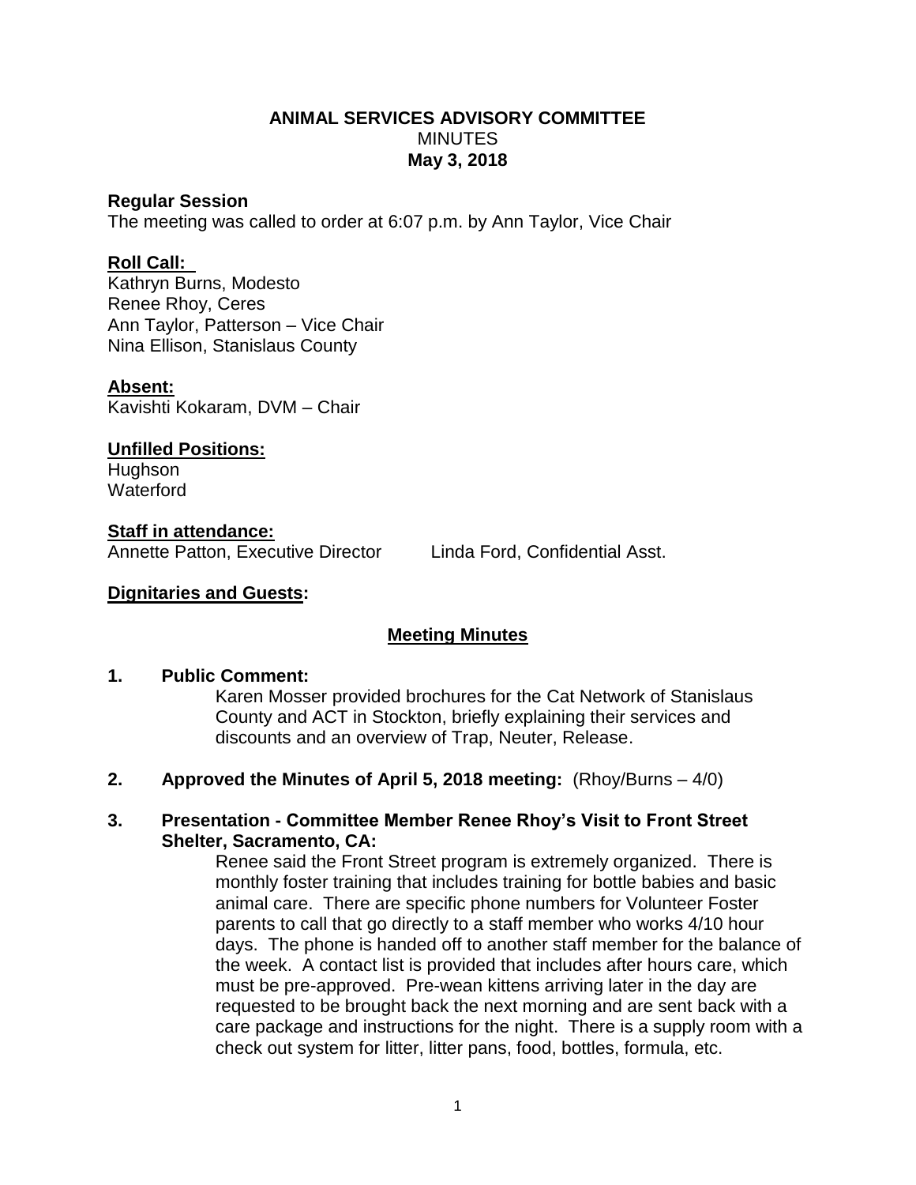# ANIMAL SERVICES ADVISORY COMMITTEE

MINUTES

**May 3, 2018**

**Regular Session**

The meeting was called to order at 6:07 p.m. by Ann Taylor, Vice Chair

**Roll Call:**

Kathryn Burns, Modesto
Renee Rhoy, Ceres
Ann Taylor, Patterson – Vice Chair
Nina Ellison, Stanislaus County

**Absent:**

Kavishti Kokaram, DVM – Chair

**Unfilled Positions:**

Hughson
Waterford

**Staff in attendance:**

Annette Patton, Executive Director    Linda Ford, Confidential Asst.

**Dignitaries and Guests:**

**Meeting Minutes**

1. **Public Comment:**

   Karen Mosser provided brochures for the Cat Network of Stanislaus County and ACT in Stockton, briefly explaining their services and discounts and an overview of Trap, Neuter, Release.

2. **Approved the Minutes of April 5, 2018 meeting:** (Rhoy/Burns – 4/0)

3. **Presentation - Committee Member Renee Rhoy's Visit to Front Street Shelter, Sacramento, CA:**

   Renee said the Front Street program is extremely organized. There is monthly foster training that includes training for bottle babies and basic animal care. There are specific phone numbers for Volunteer Foster parents to call that go directly to a staff member who works 4/10 hour days. The phone is handed off to another staff member for the balance of the week. A contact list is provided that includes after hours care, which must be pre-approved. Pre-wean kittens arriving later in the day are requested to be brought back the next morning and are sent back with a care package and instructions for the night. There is a supply room with a check out system for litter, litter pans, food, bottles, formula, etc.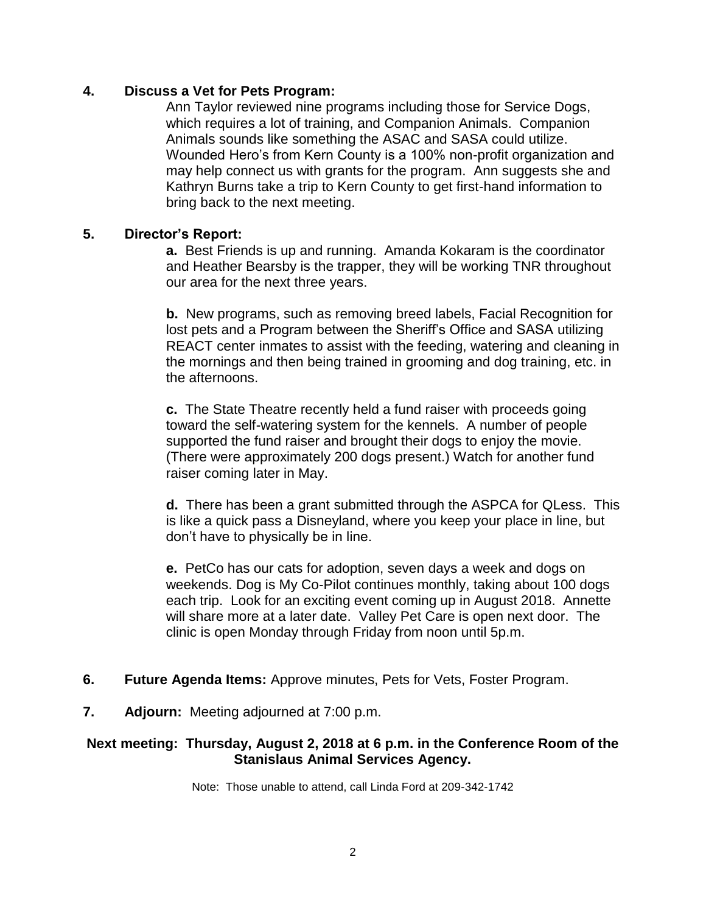**4. Discuss a Vet for Pets Program:**

Ann Taylor reviewed nine programs including those for Service Dogs, which requires a lot of training, and Companion Animals. Companion Animals sounds like something the ASAC and SASA could utilize. Wounded Hero's from Kern County is a 100% non-profit organization and may help connect us with grants for the program. Ann suggests she and Kathryn Burns take a trip to Kern County to get first-hand information to bring back to the next meeting.

**5. Director's Report:**

**a.** Best Friends is up and running. Amanda Kokaram is the coordinator and Heather Bearsby is the trapper, they will be working TNR throughout our area for the next three years.

**b.** New programs, such as removing breed labels, Facial Recognition for lost pets and a Program between the Sheriff's Office and SASA utilizing REACT center inmates to assist with the feeding, watering and cleaning in the mornings and then being trained in grooming and dog training, etc. in the afternoons.

**c.** The State Theatre recently held a fund raiser with proceeds going toward the self-watering system for the kennels. A number of people supported the fund raiser and brought their dogs to enjoy the movie. (There were approximately 200 dogs present.) Watch for another fund raiser coming later in May.

**d.** There has been a grant submitted through the ASPCA for QLess. This is like a quick pass a Disneyland, where you keep your place in line, but don't have to physically be in line.

**e.** PetCo has our cats for adoption, seven days a week and dogs on weekends. Dog is My Co-Pilot continues monthly, taking about 100 dogs each trip. Look for an exciting event coming up in August 2018. Annette will share more at a later date. Valley Pet Care is open next door. The clinic is open Monday through Friday from noon until 5p.m.

**6. Future Agenda Items:** Approve minutes, Pets for Vets, Foster Program.

**7. Adjourn:** Meeting adjourned at 7:00 p.m.

**Next meeting: Thursday, August 2, 2018 at 6 p.m. in the Conference Room of the Stanislaus Animal Services Agency.**

Note: Those unable to attend, call Linda Ford at 209-342-1742